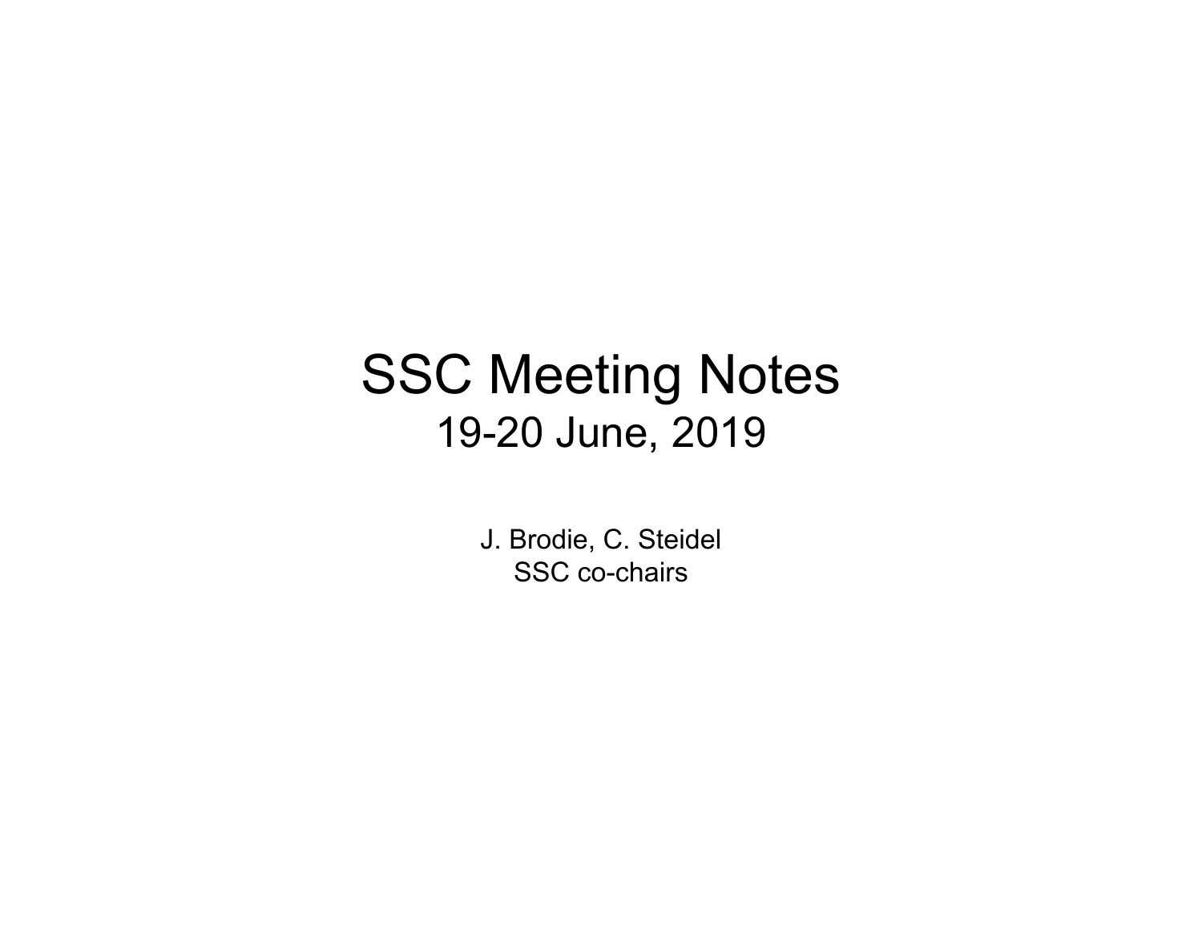# SSC Meeting Notes

## 19-20 June, 2019

J. Brodie, C. Steidel
SSC co-chairs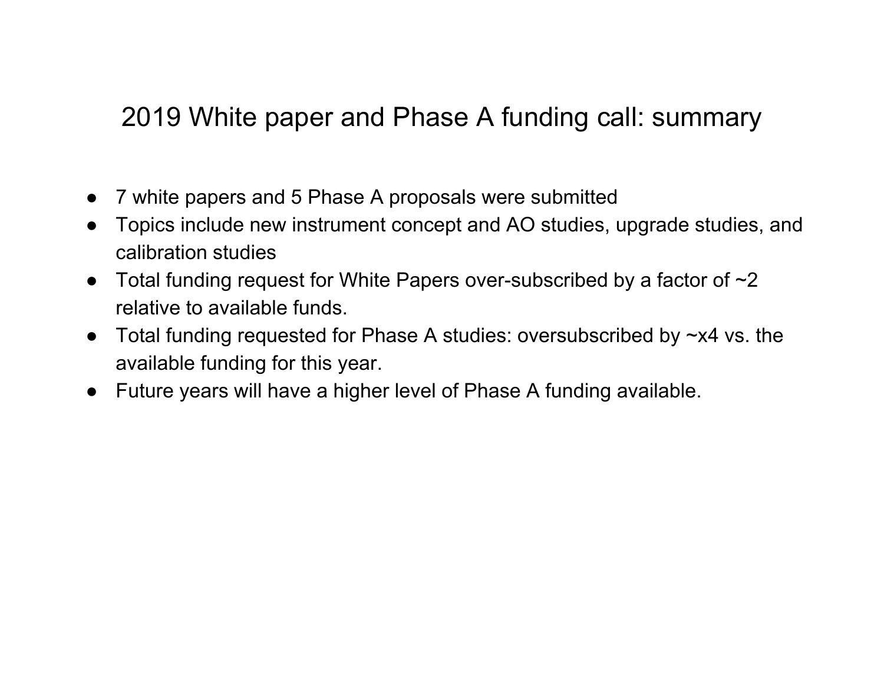# 2019 White paper and Phase A funding call: summary

- 7 white papers and 5 Phase A proposals were submitted
- Topics include new instrument concept and AO studies, upgrade studies, and calibration studies
- Total funding request for White Papers over-subscribed by a factor of ~2 relative to available funds.
- Total funding requested for Phase A studies: oversubscribed by ~x4 vs. the available funding for this year.
- Future years will have a higher level of Phase A funding available.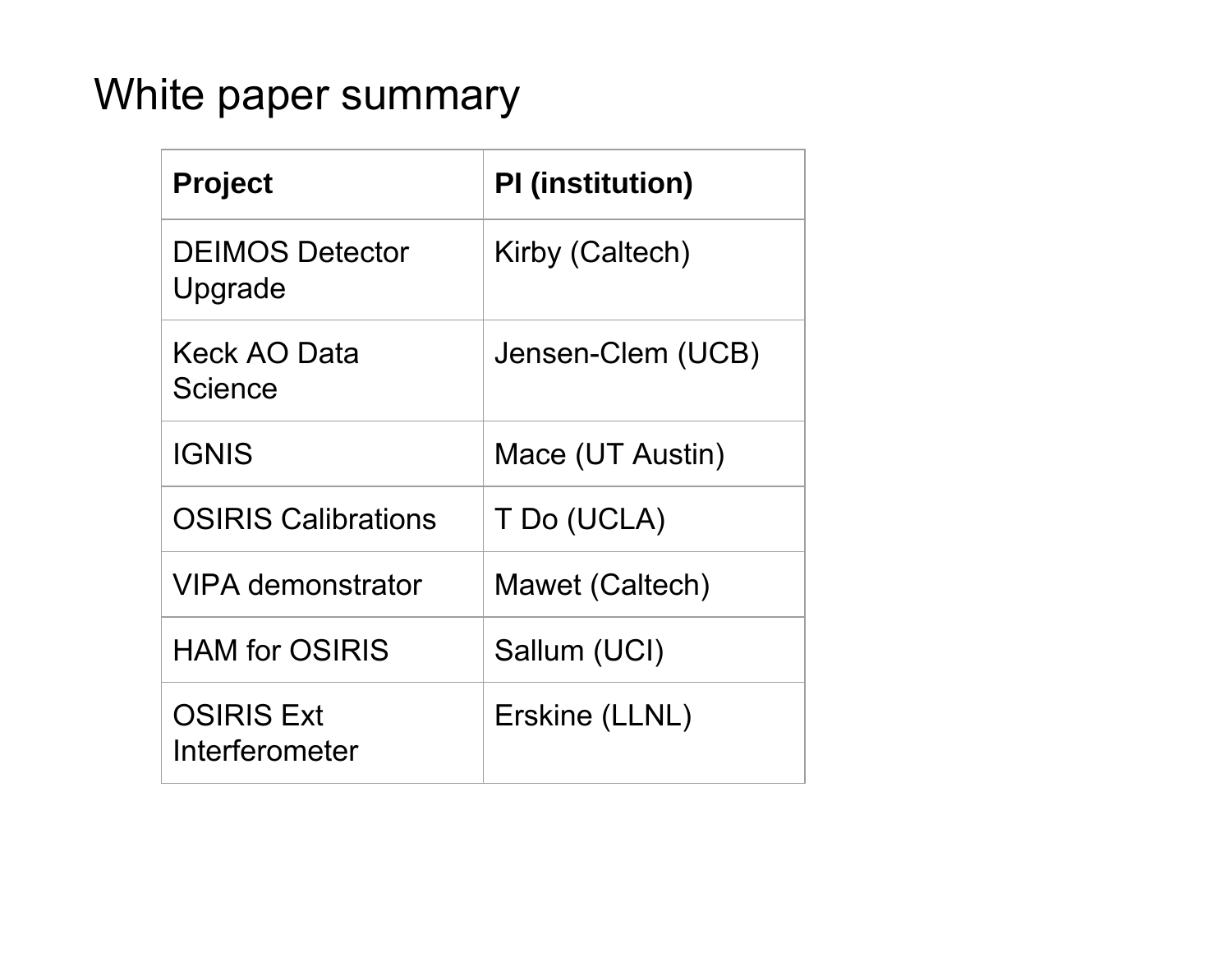# White paper summary

| Project | PI (institution) |
| --- | --- |
| DEIMOS Detector Upgrade | Kirby (Caltech) |
| Keck AO Data Science | Jensen-Clem (UCB) |
| IGNIS | Mace (UT Austin) |
| OSIRIS Calibrations | T Do (UCLA) |
| VIPA demonstrator | Mawet (Caltech) |
| HAM for OSIRIS | Sallum (UCI) |
| OSIRIS Ext Interferometer | Erskine (LLNL) |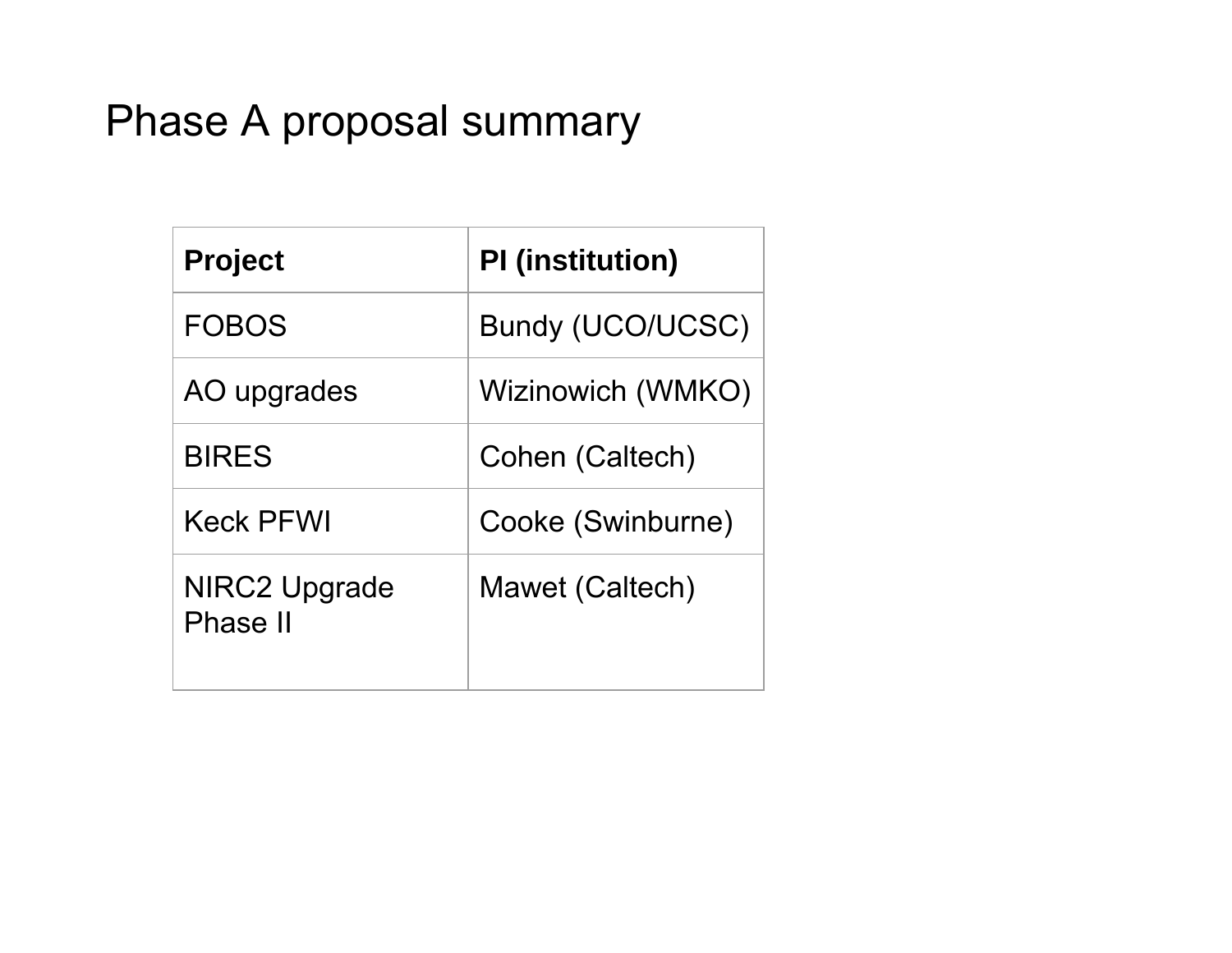# Phase A proposal summary

| **Project** | **PI (institution)** |
| --- | --- |
| FOBOS | Bundy (UCO/UCSC) |
| AO upgrades | Wizinowich (WMKO) |
| BIRES | Cohen (Caltech) |
| Keck PFWI | Cooke (Swinburne) |
| NIRC2 Upgrade Phase II | Mawet (Caltech) |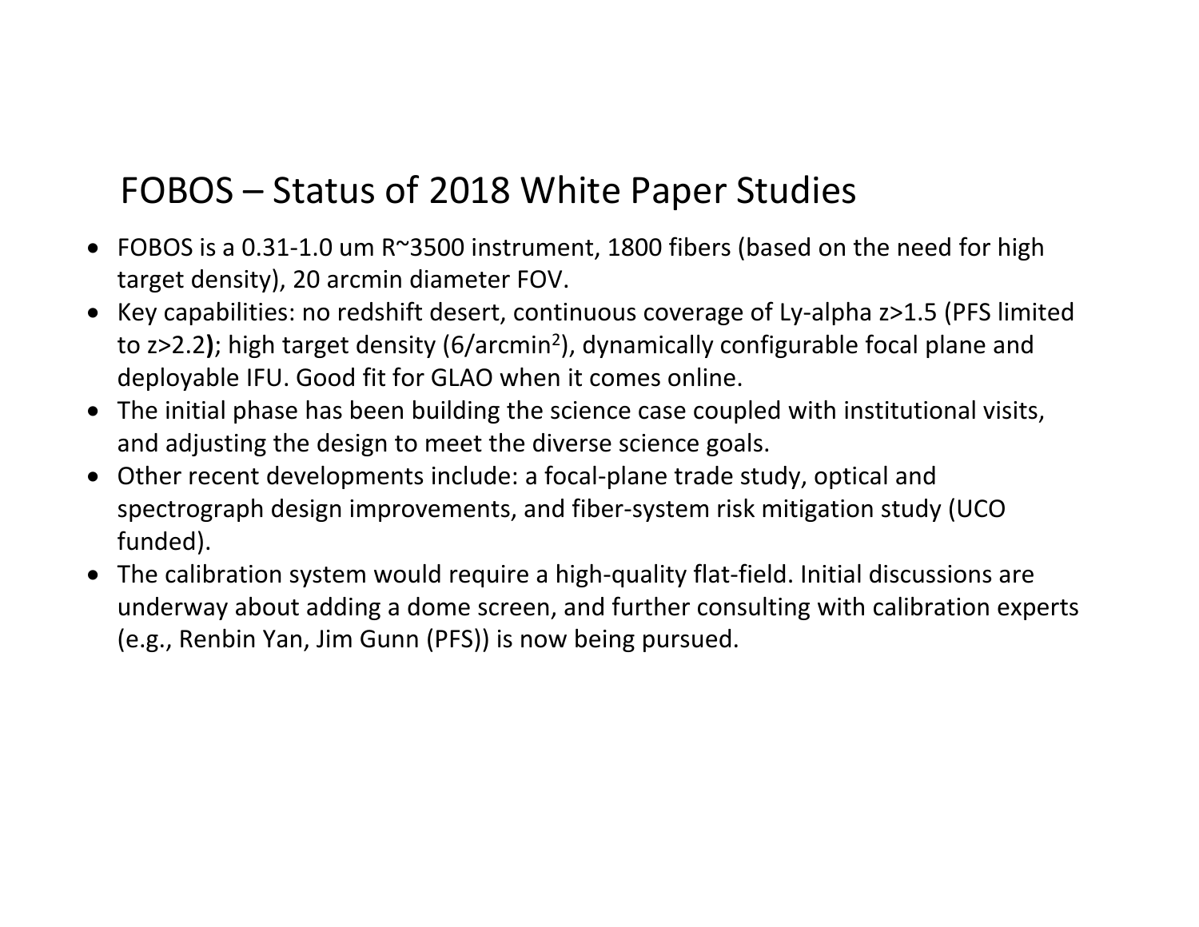# FOBOS – Status of 2018 White Paper Studies

- FOBOS is a 0.31-1.0 um R~3500 instrument, 1800 fibers (based on the need for high target density), 20 arcmin diameter FOV.
- Key capabilities: no redshift desert, continuous coverage of Ly-alpha z>1.5 (PFS limited to z>2.2**)**; high target density (6/arcmin$^2$), dynamically configurable focal plane and deployable IFU. Good fit for GLAO when it comes online.
- The initial phase has been building the science case coupled with institutional visits, and adjusting the design to meet the diverse science goals.
- Other recent developments include: a focal-plane trade study, optical and spectrograph design improvements, and fiber-system risk mitigation study (UCO funded).
- The calibration system would require a high-quality flat-field. Initial discussions are underway about adding a dome screen, and further consulting with calibration experts (e.g., Renbin Yan, Jim Gunn (PFS)) is now being pursued.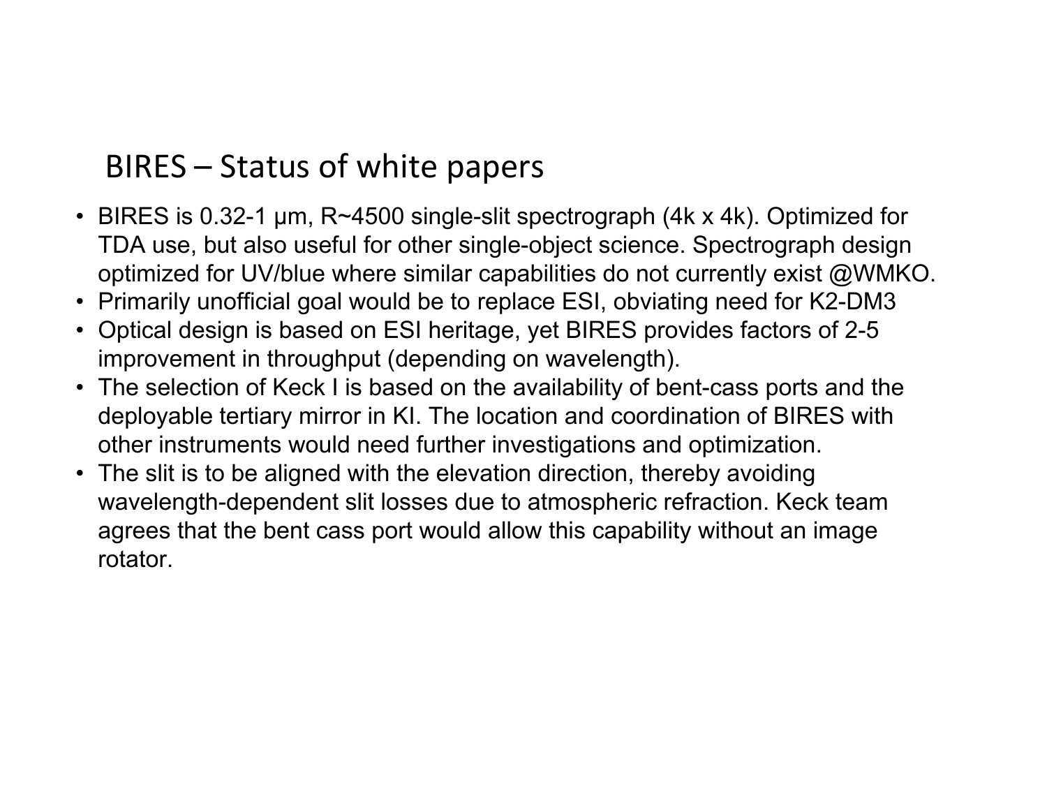## BIRES – Status of white papers

- BIRES is 0.32-1 μm, R~4500 single-slit spectrograph (4k x 4k). Optimized for TDA use, but also useful for other single-object science. Spectrograph design optimized for UV/blue where similar capabilities do not currently exist @WMKO.
- Primarily unofficial goal would be to replace ESI, obviating need for K2-DM3
- Optical design is based on ESI heritage, yet BIRES provides factors of 2-5 improvement in throughput (depending on wavelength).
- The selection of Keck I is based on the availability of bent-cass ports and the deployable tertiary mirror in KI. The location and coordination of BIRES with other instruments would need further investigations and optimization.
- The slit is to be aligned with the elevation direction, thereby avoiding wavelength-dependent slit losses due to atmospheric refraction. Keck team agrees that the bent cass port would allow this capability without an image rotator.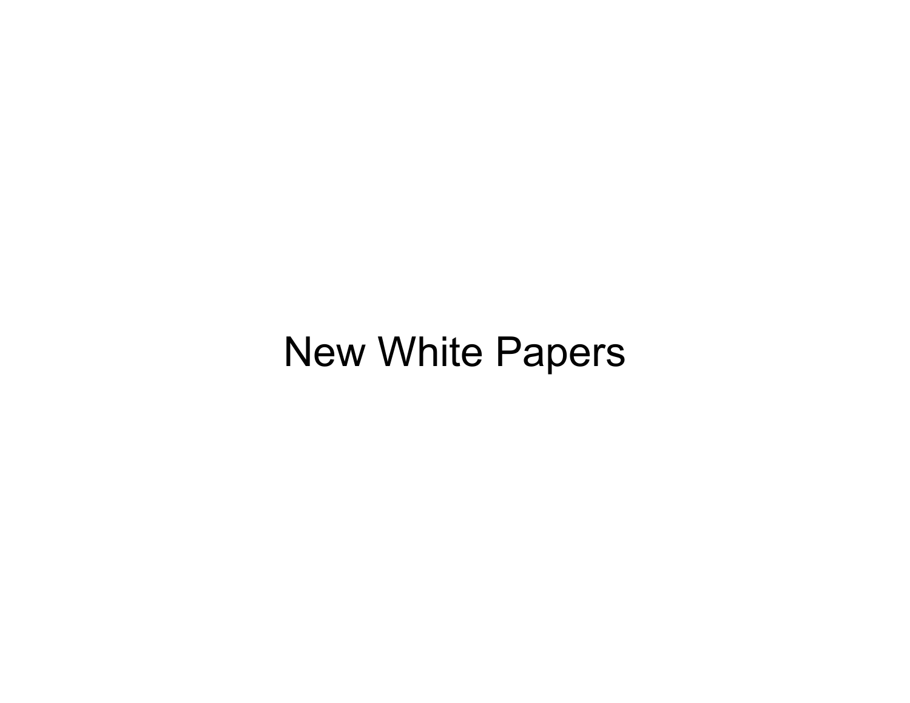# New White Papers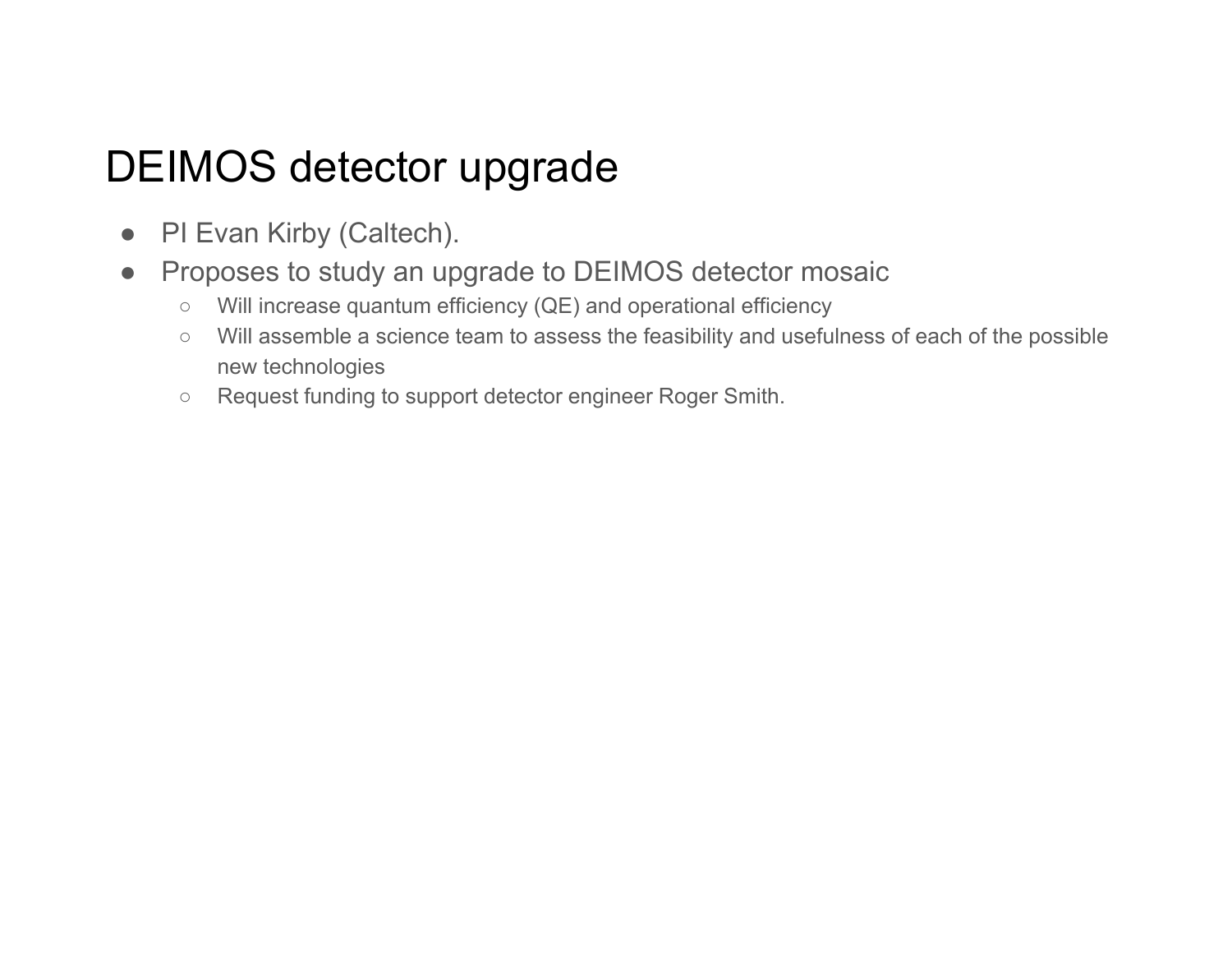# DEIMOS detector upgrade

- PI Evan Kirby (Caltech).
- Proposes to study an upgrade to DEIMOS detector mosaic
  - Will increase quantum efficiency (QE) and operational efficiency
  - Will assemble a science team to assess the feasibility and usefulness of each of the possible new technologies
  - Request funding to support detector engineer Roger Smith.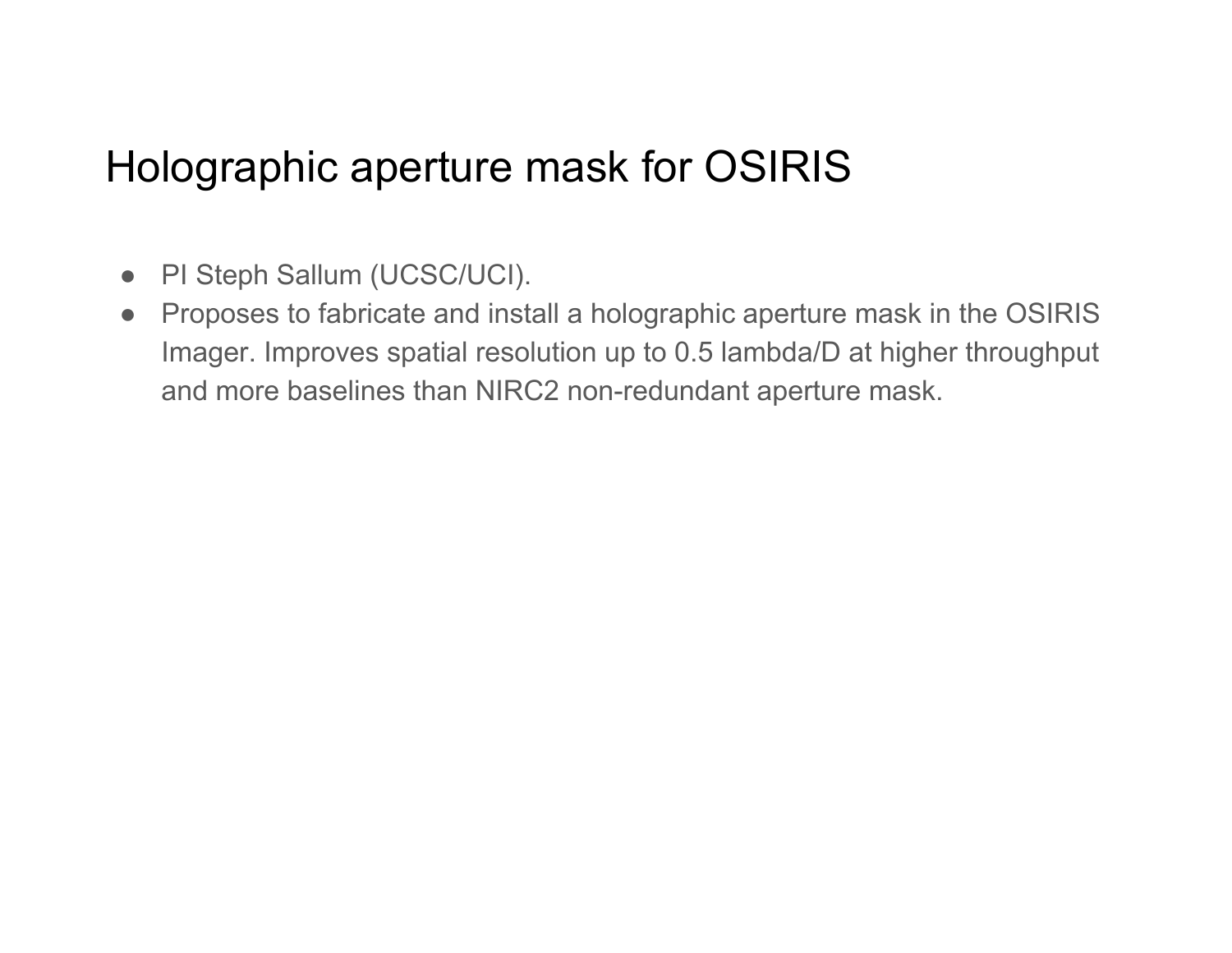# Holographic aperture mask for OSIRIS

- PI Steph Sallum (UCSC/UCI).
- Proposes to fabricate and install a holographic aperture mask in the OSIRIS Imager. Improves spatial resolution up to 0.5 lambda/D at higher throughput and more baselines than NIRC2 non-redundant aperture mask.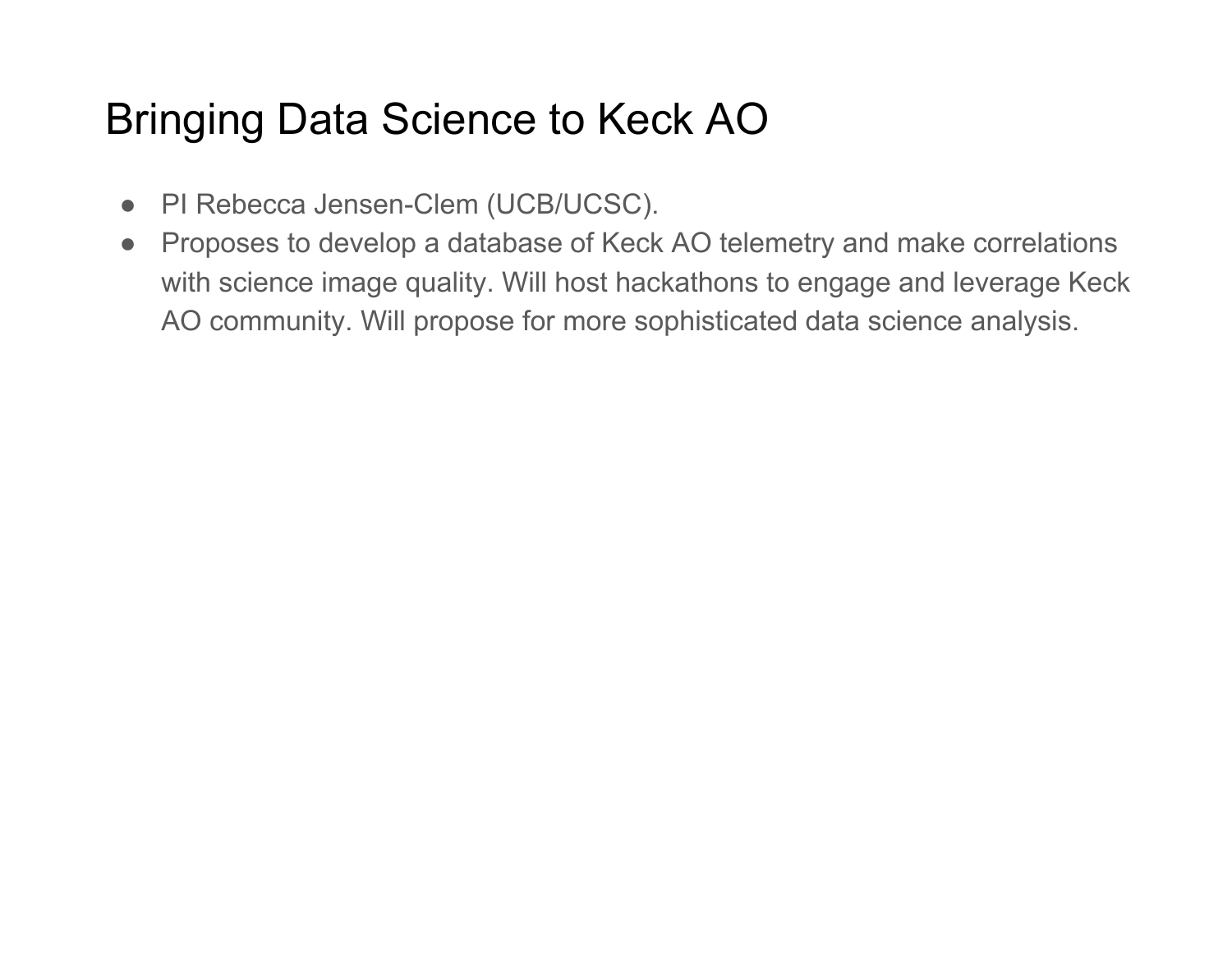# Bringing Data Science to Keck AO

- PI Rebecca Jensen-Clem (UCB/UCSC).
- Proposes to develop a database of Keck AO telemetry and make correlations with science image quality. Will host hackathons to engage and leverage Keck AO community. Will propose for more sophisticated data science analysis.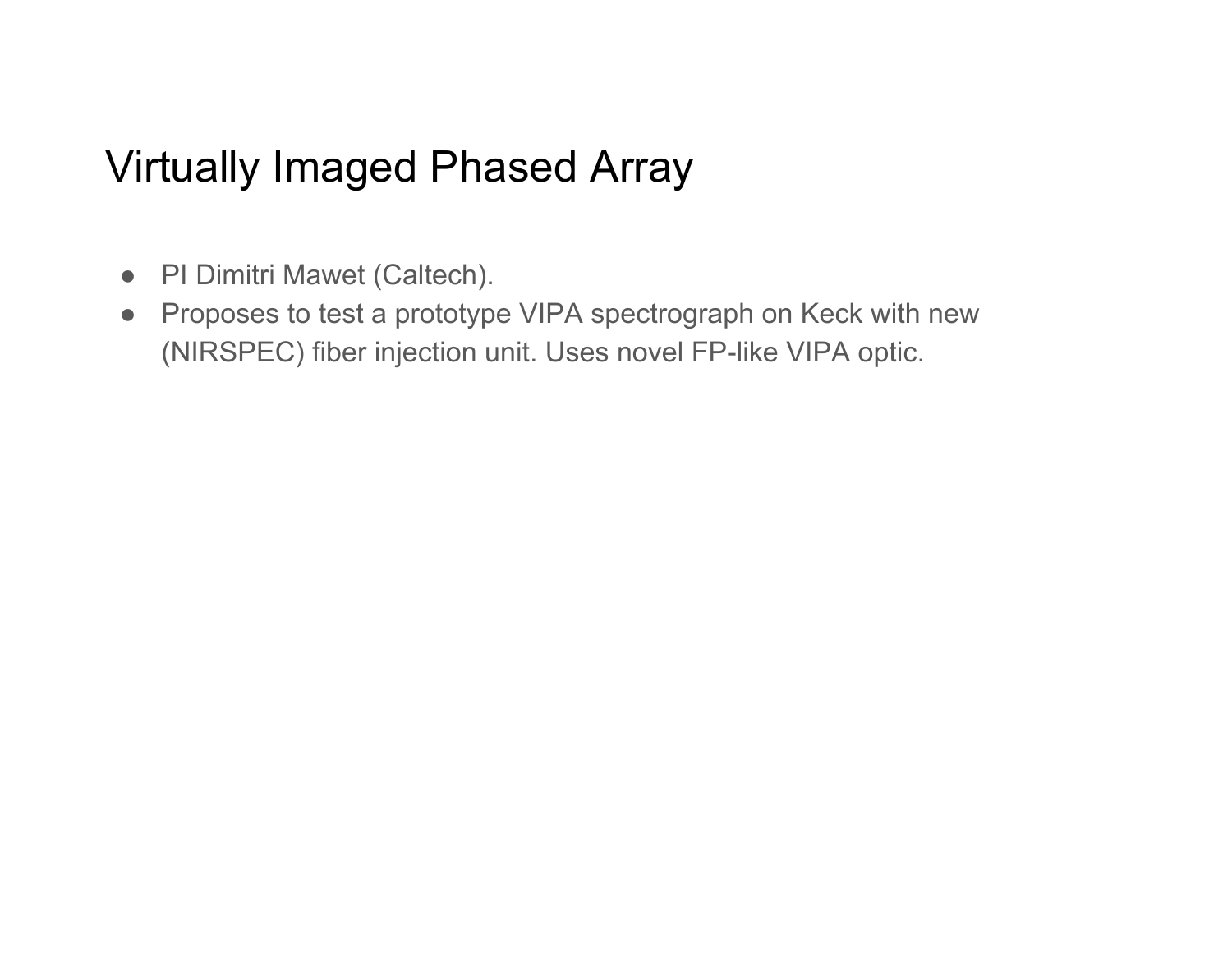# Virtually Imaged Phased Array

- PI Dimitri Mawet (Caltech).
- Proposes to test a prototype VIPA spectrograph on Keck with new (NIRSPEC) fiber injection unit. Uses novel FP-like VIPA optic.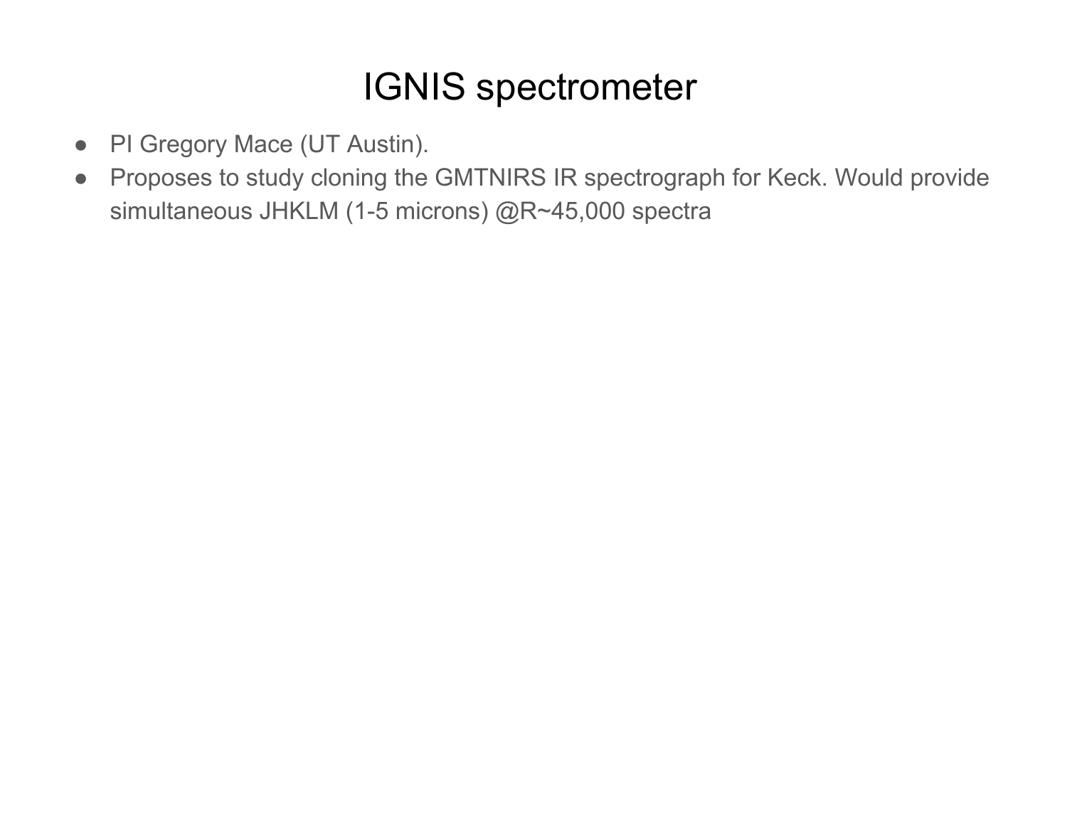# IGNIS spectrometer

- PI Gregory Mace (UT Austin).
- Proposes to study cloning the GMTNIRS IR spectrograph for Keck. Would provide simultaneous JHKLM (1-5 microns) @R~45,000 spectra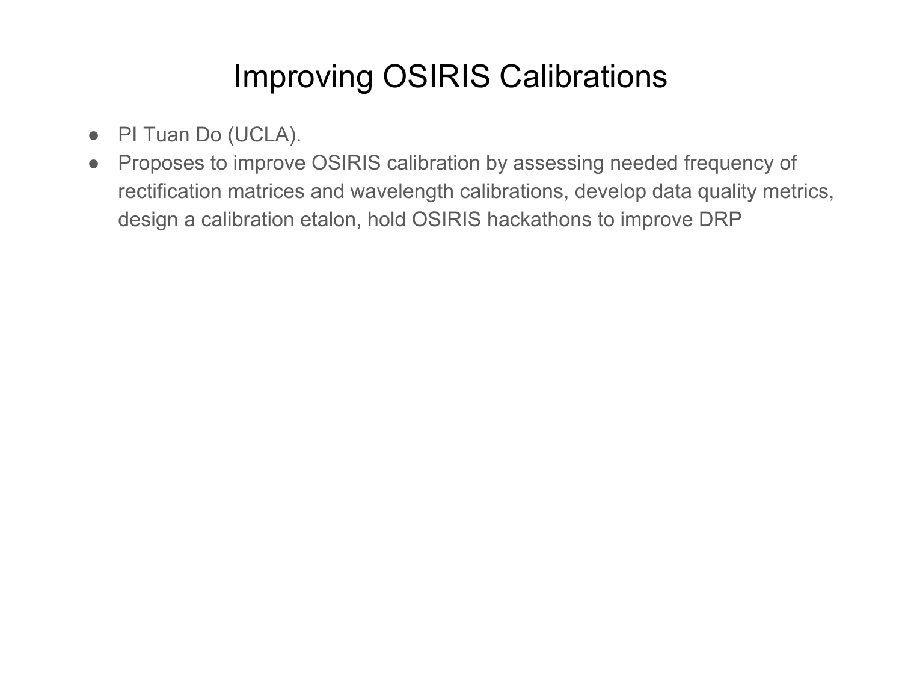# Improving OSIRIS Calibrations

- PI Tuan Do (UCLA).
- Proposes to improve OSIRIS calibration by assessing needed frequency of rectification matrices and wavelength calibrations, develop data quality metrics, design a calibration etalon, hold OSIRIS hackathons to improve DRP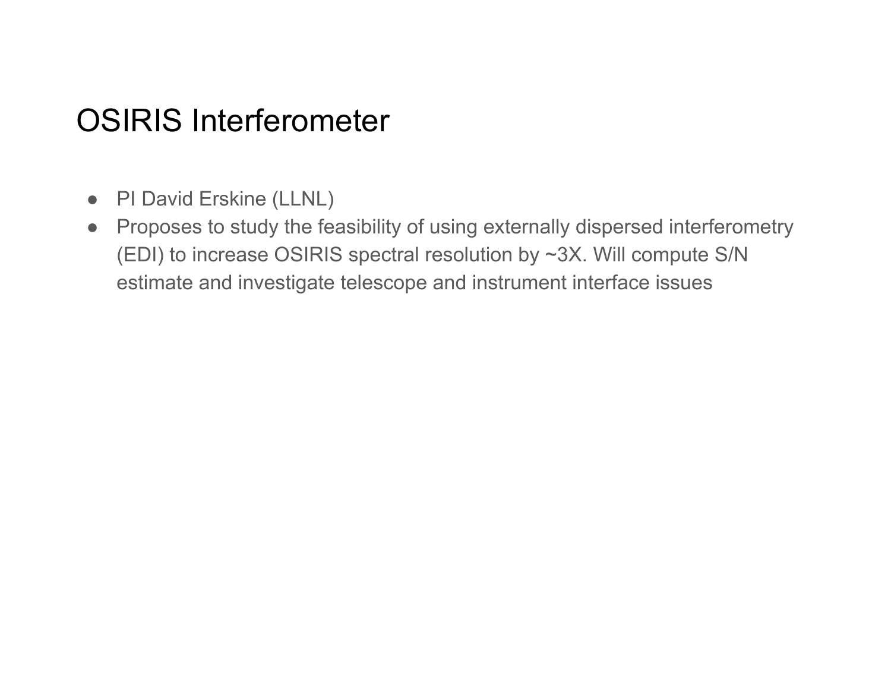# OSIRIS Interferometer

- PI David Erskine (LLNL)
- Proposes to study the feasibility of using externally dispersed interferometry (EDI) to increase OSIRIS spectral resolution by ~3X. Will compute S/N estimate and investigate telescope and instrument interface issues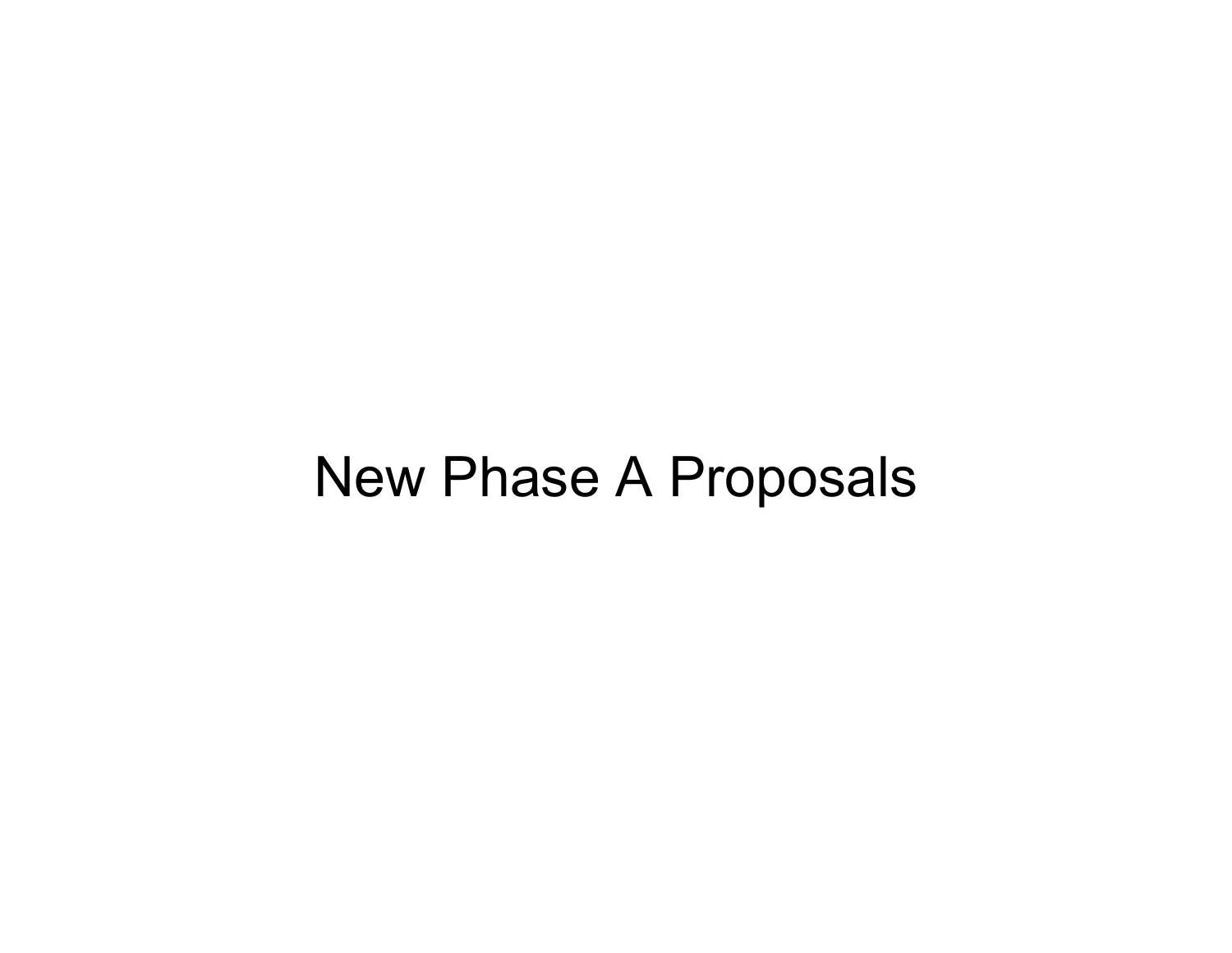# New Phase A Proposals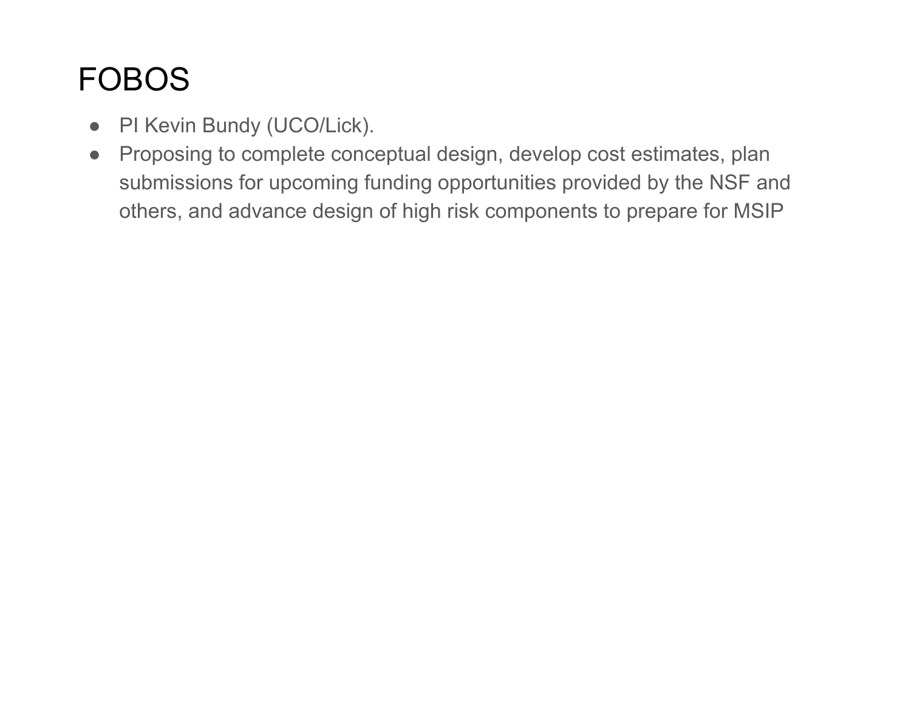# FOBOS

- PI Kevin Bundy (UCO/Lick).
- Proposing to complete conceptual design, develop cost estimates, plan submissions for upcoming funding opportunities provided by the NSF and others, and advance design of high risk components to prepare for MSIP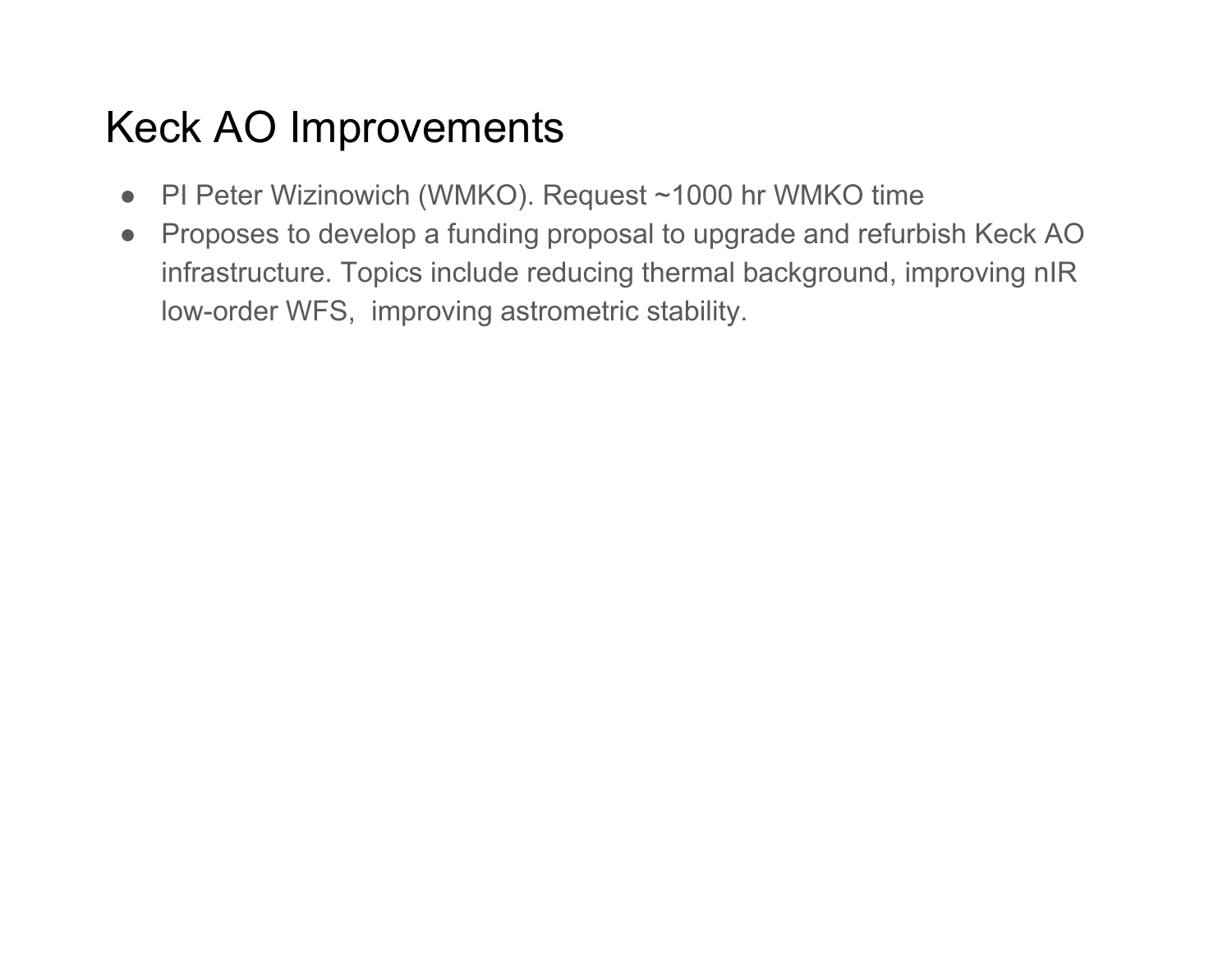# Keep AO Improvements

- PI Peter Wizinowich (WMKO). Request ~1000 hr WMKO time
- Proposes to develop a funding proposal to upgrade and refurbish Keck AO infrastructure. Topics include reducing thermal background, improving nIR low-order WFS,  improving astrometric stability.

# Keck AO Improvements

- PI Peter Wizinowich (WMKO). Request ~1000 hr WMKO time
- Proposes to develop a funding proposal to upgrade and refurbish Keck AO infrastructure. Topics include reducing thermal background, improving nIR low-order WFS,  improving astrometric stability.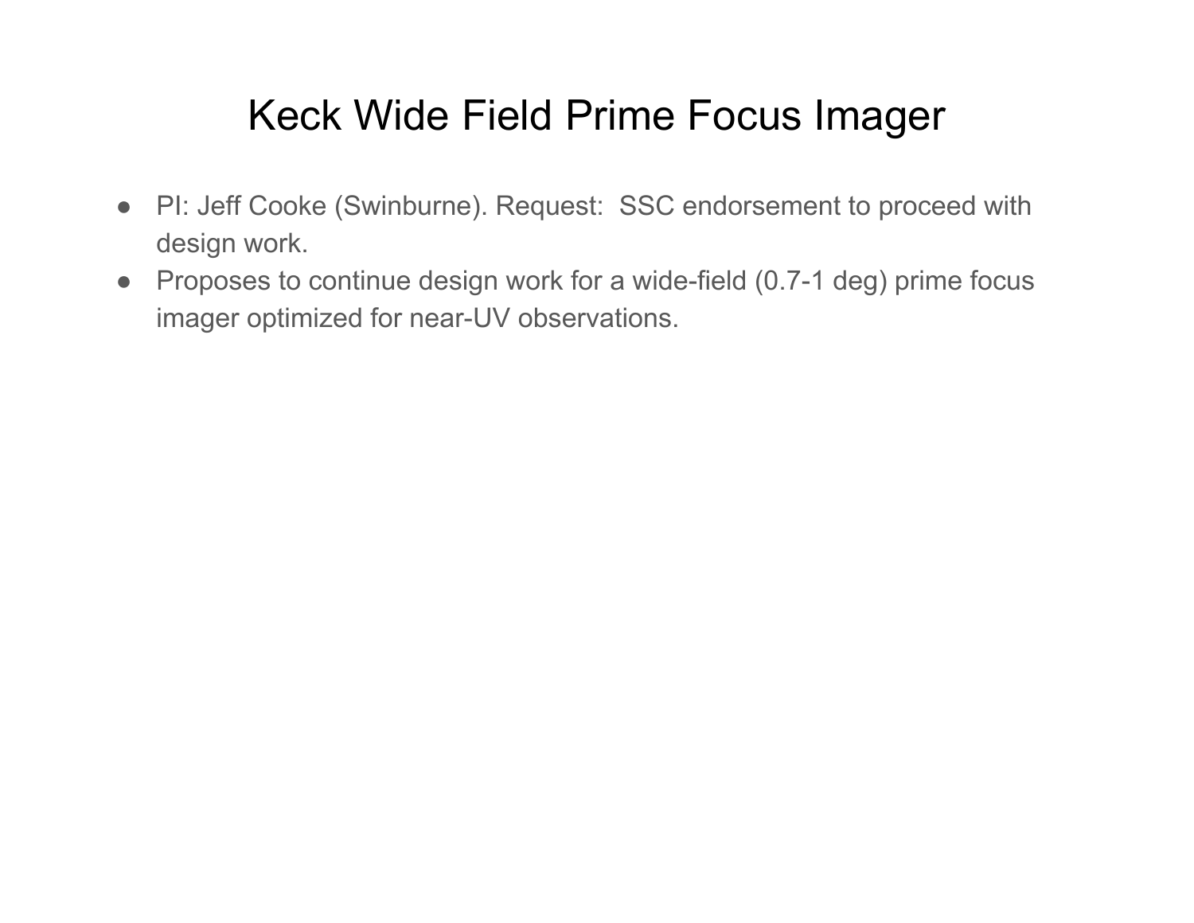# Keck Wide Field Prime Focus Imager

- PI: Jeff Cooke (Swinburne). Request: SSC endorsement to proceed with design work.
- Proposes to continue design work for a wide-field (0.7-1 deg) prime focus imager optimized for near-UV observations.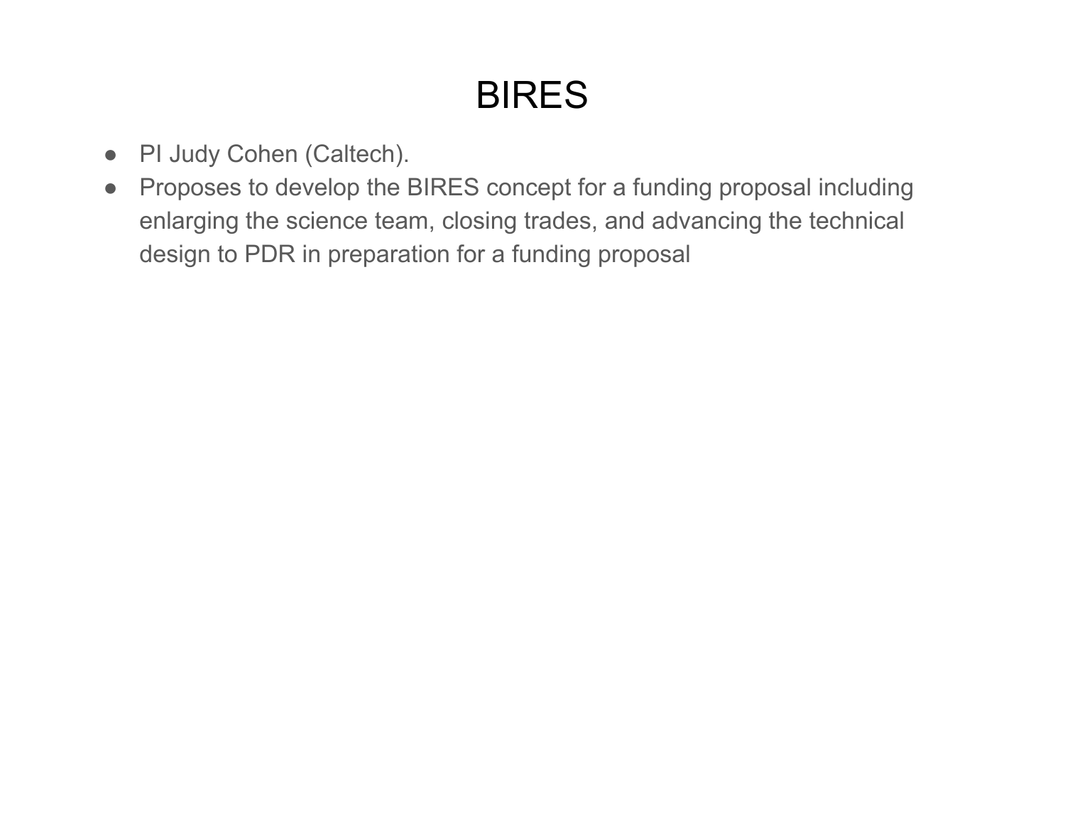# BIRES

- PI Judy Cohen (Caltech).
- Proposes to develop the BIRES concept for a funding proposal including enlarging the science team, closing trades, and advancing the technical design to PDR in preparation for a funding proposal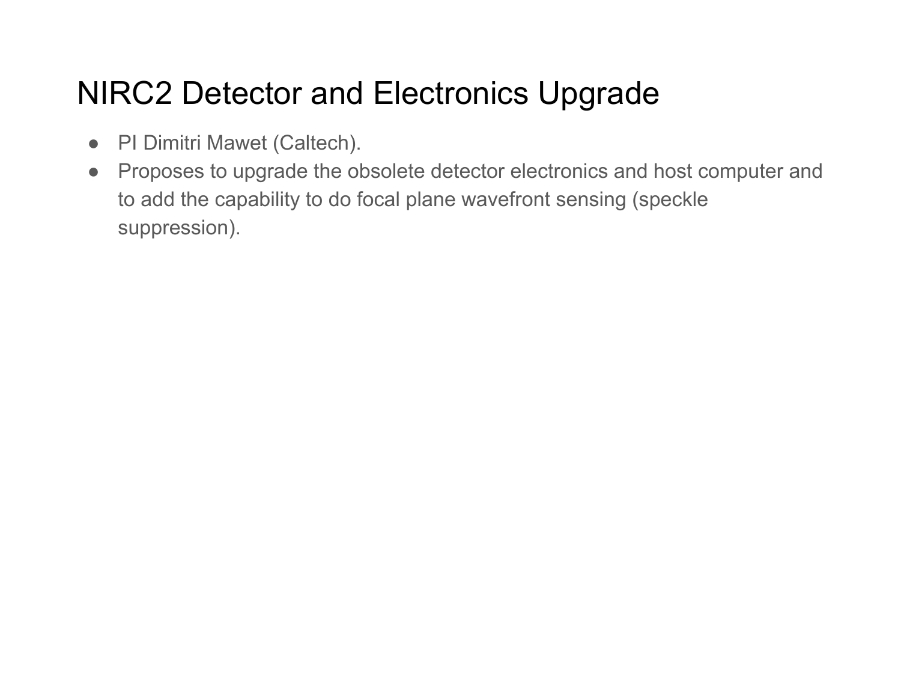# NIRC2 Detector and Electronics Upgrade

- PI Dimitri Mawet (Caltech).
- Proposes to upgrade the obsolete detector electronics and host computer and to add the capability to do focal plane wavefront sensing (speckle suppression).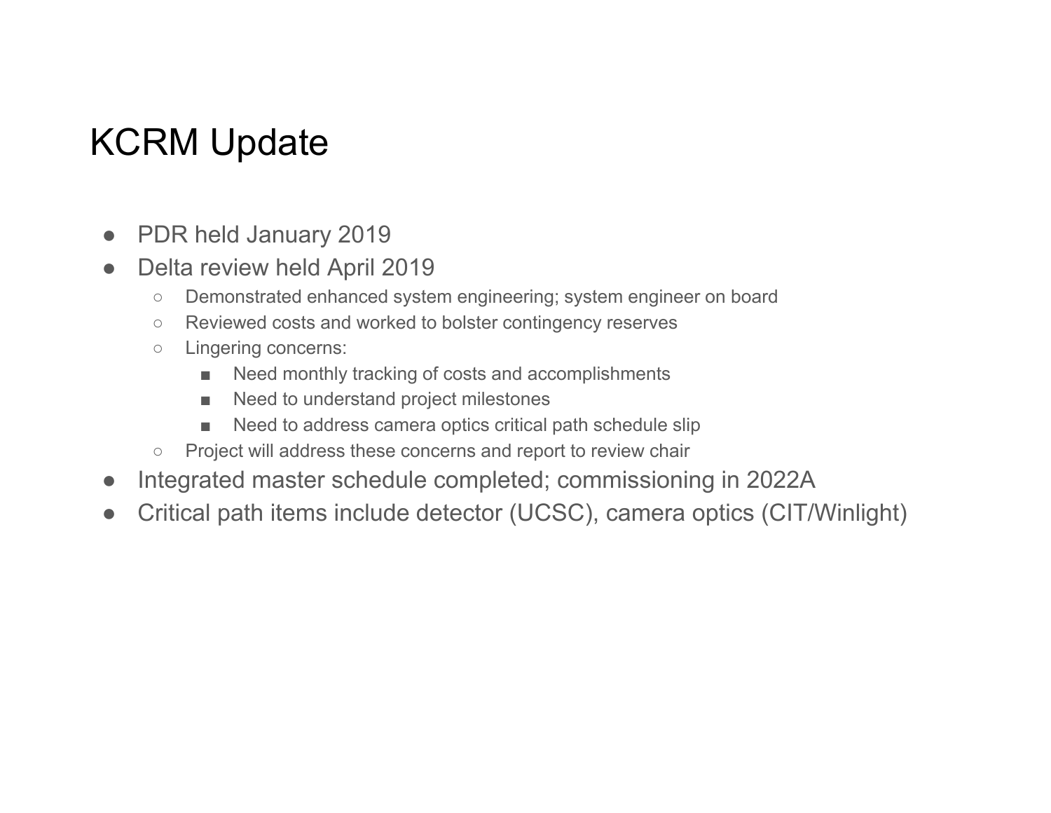# KCRM Update

- PDR held January 2019
- Delta review held April 2019
    - Demonstrated enhanced system engineering; system engineer on board
    - Reviewed costs and worked to bolster contingency reserves
    - Lingering concerns:
        - Need monthly tracking of costs and accomplishments
        - Need to understand project milestones
        - Need to address camera optics critical path schedule slip
    - Project will address these concerns and report to review chair
- Integrated master schedule completed; commissioning in 2022A
- Critical path items include detector (UCSC), camera optics (CIT/Winlight)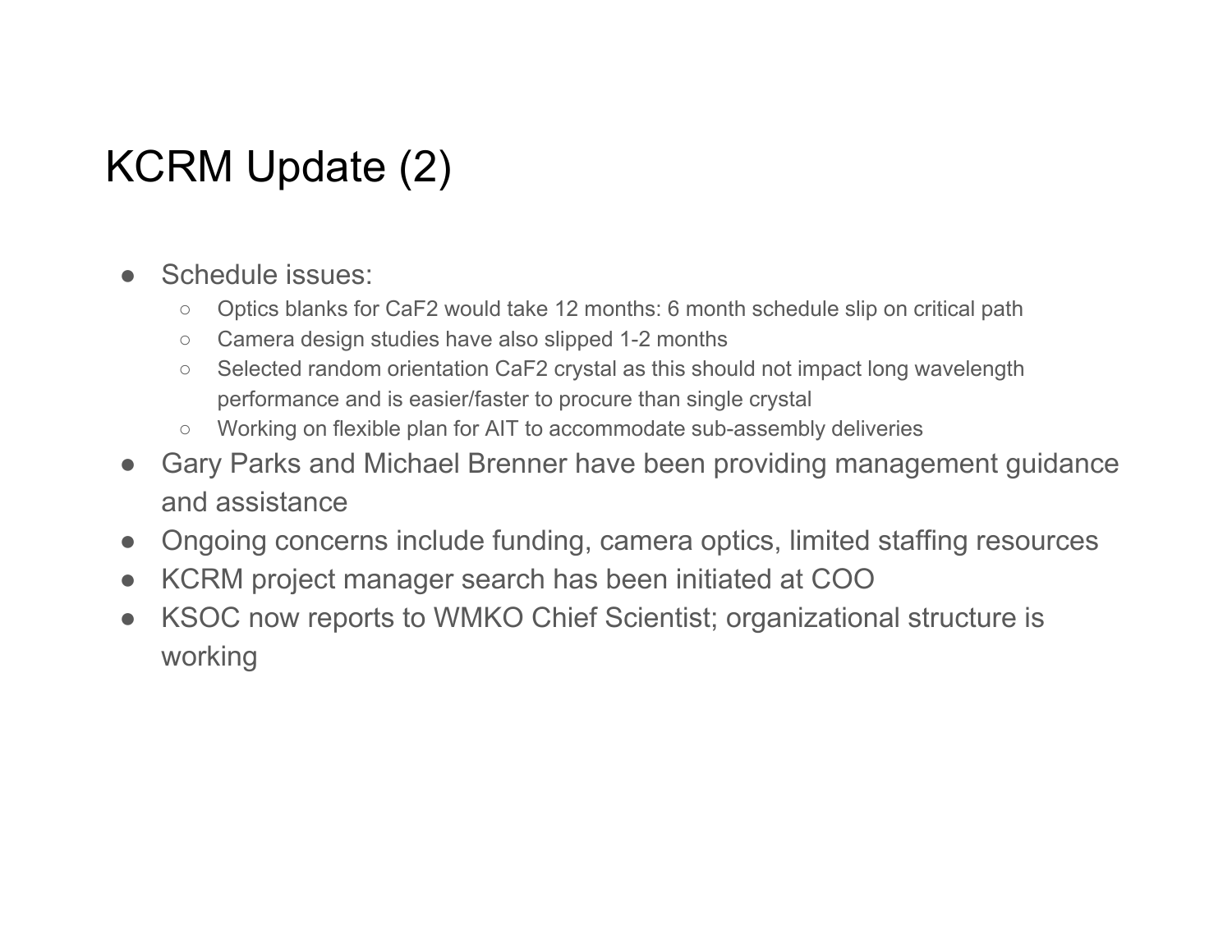# KCRM Update (2)

- Schedule issues:
  - Optics blanks for $CaF_2$ would take 12 months: 6 month schedule slip on critical path
  - Camera design studies have also slipped 1-2 months
  - Selected random orientation $CaF_2$ crystal as this should not impact long wavelength performance and is easier/faster to procure than single crystal
  - Working on flexible plan for AIT to accommodate sub-assembly deliveries
- Gary Parks and Michael Brenner have been providing management guidance and assistance
- Ongoing concerns include funding, camera optics, limited staffing resources
- KCRM project manager search has been initiated at COO
- KSOC now reports to WMKO Chief Scientist; organizational structure is working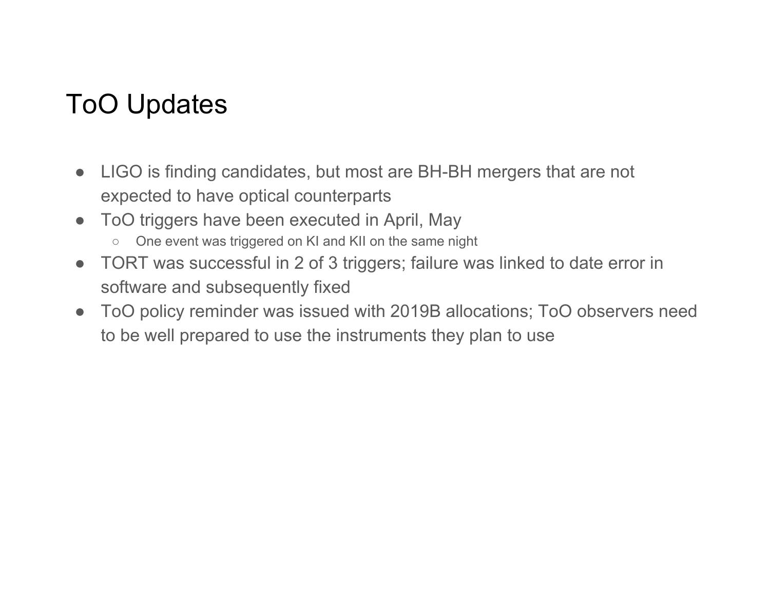# ToO Updates

- LIGO is finding candidates, but most are BH-BH mergers that are not expected to have optical counterparts
- ToO triggers have been executed in April, May
  - One event was triggered on KI and KII on the same night
- TORT was successful in 2 of 3 triggers; failure was linked to date error in software and subsequently fixed
- ToO policy reminder was issued with 2019B allocations; ToO observers need to be well prepared to use the instruments they plan to use